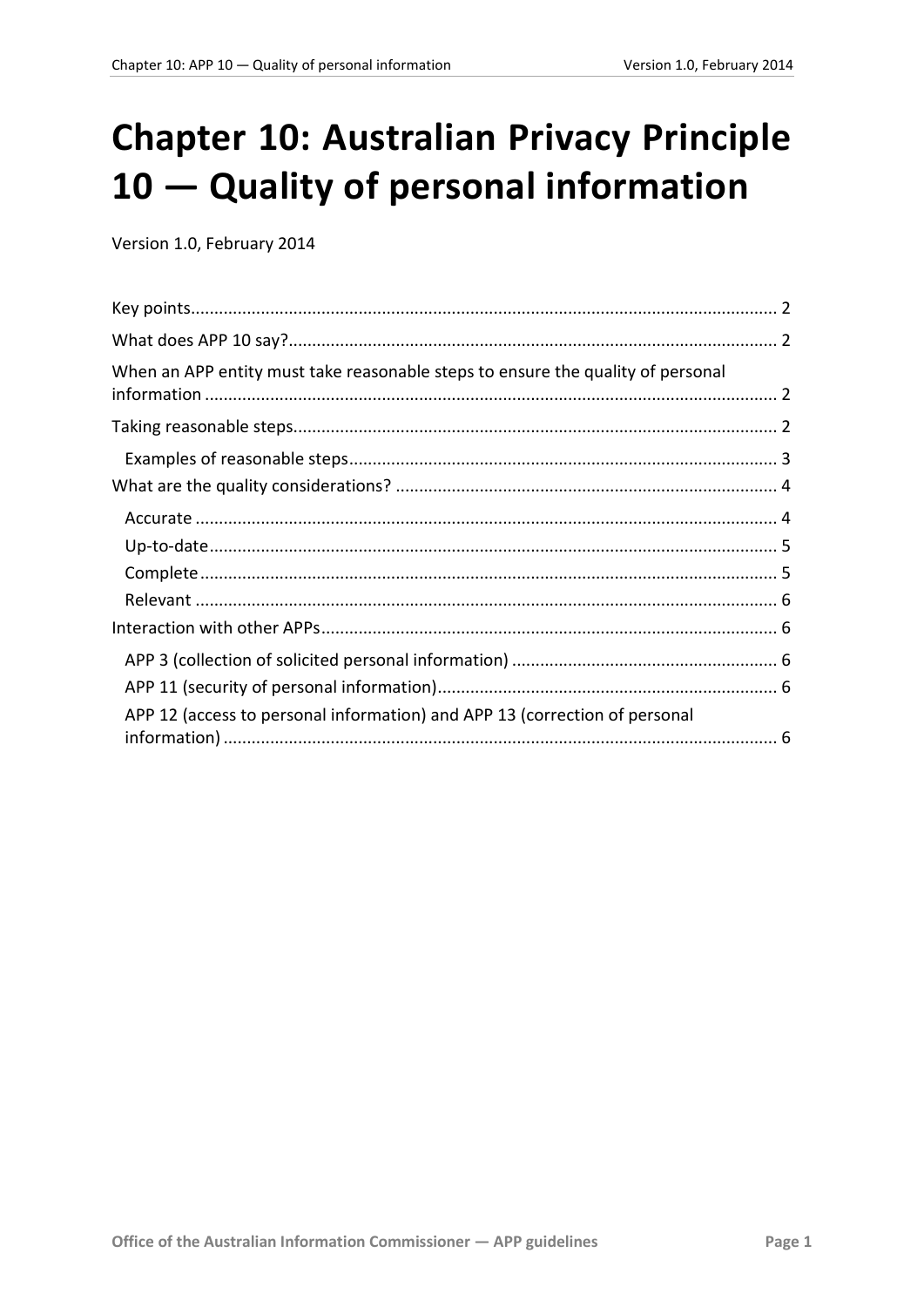# Chapter 10: Australian Privacy Principle 10 — Quality of personal information

Version 1.0, February 2014

Key points ........................................................................................................ 2

What does APP 10 say? ................................................................................... 2

When an APP entity must take reasonable steps to ensure the quality of personal information ....................................................................................................... 2

Taking reasonable steps ................................................................................... 2

  Examples of reasonable steps ...................................................................... 3

What are the quality considerations? ............................................................. 4

  Accurate ..................................................................................................... 4

  Up-to-date .................................................................................................. 5

  Complete .................................................................................................... 5

  Relevant ..................................................................................................... 6

Interaction with other APPs ............................................................................. 6

  APP 3 (collection of solicited personal information) ..................................... 6

  APP 11 (security of personal information) .................................................... 6

  APP 12 (access to personal information) and APP 13 (correction of personal information) .................................................................................................. 6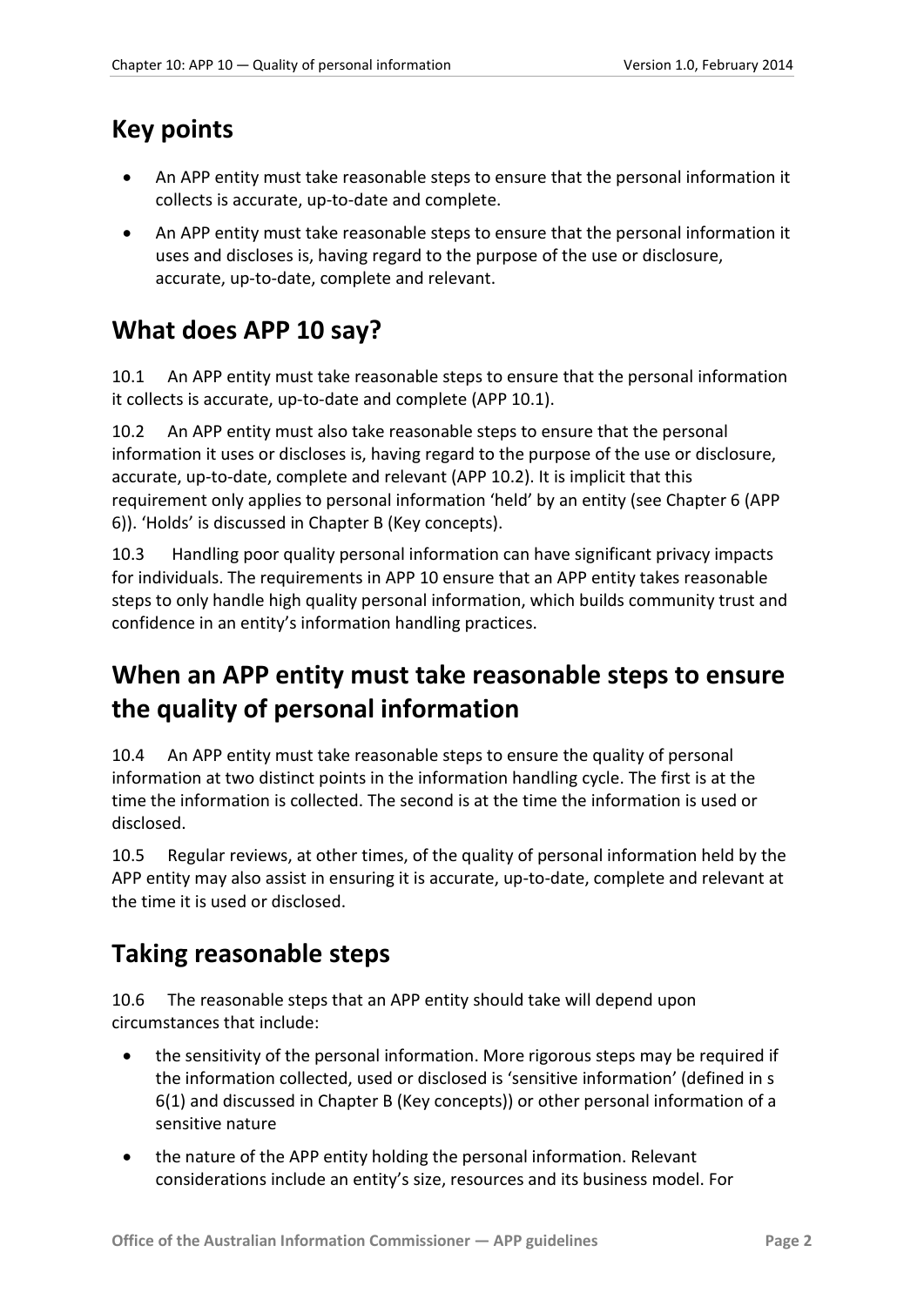## Key points

- An APP entity must take reasonable steps to ensure that the personal information it collects is accurate, up-to-date and complete.
- An APP entity must take reasonable steps to ensure that the personal information it uses and discloses is, having regard to the purpose of the use or disclosure, accurate, up-to-date, complete and relevant.

## What does APP 10 say?

10.1 An APP entity must take reasonable steps to ensure that the personal information it collects is accurate, up-to-date and complete (APP 10.1).

10.2 An APP entity must also take reasonable steps to ensure that the personal information it uses or discloses is, having regard to the purpose of the use or disclosure, accurate, up-to-date, complete and relevant (APP 10.2). It is implicit that this requirement only applies to personal information 'held' by an entity (see Chapter 6 (APP 6)). 'Holds' is discussed in Chapter B (Key concepts).

10.3 Handling poor quality personal information can have significant privacy impacts for individuals. The requirements in APP 10 ensure that an APP entity takes reasonable steps to only handle high quality personal information, which builds community trust and confidence in an entity's information handling practices.

## When an APP entity must take reasonable steps to ensure the quality of personal information

10.4 An APP entity must take reasonable steps to ensure the quality of personal information at two distinct points in the information handling cycle. The first is at the time the information is collected. The second is at the time the information is used or disclosed.

10.5 Regular reviews, at other times, of the quality of personal information held by the APP entity may also assist in ensuring it is accurate, up-to-date, complete and relevant at the time it is used or disclosed.

## Taking reasonable steps

10.6 The reasonable steps that an APP entity should take will depend upon circumstances that include:

- the sensitivity of the personal information. More rigorous steps may be required if the information collected, used or disclosed is 'sensitive information' (defined in s 6(1) and discussed in Chapter B (Key concepts)) or other personal information of a sensitive nature
- the nature of the APP entity holding the personal information. Relevant considerations include an entity's size, resources and its business model. For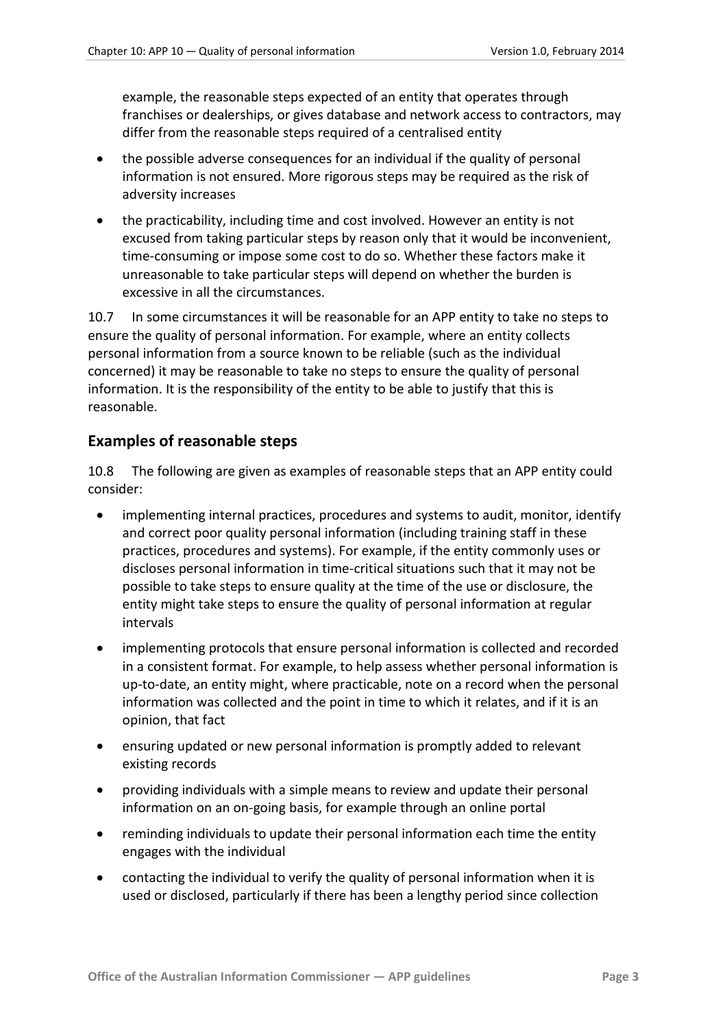example, the reasonable steps expected of an entity that operates through franchises or dealerships, or gives database and network access to contractors, may differ from the reasonable steps required of a centralised entity

- the possible adverse consequences for an individual if the quality of personal information is not ensured. More rigorous steps may be required as the risk of adversity increases
- the practicability, including time and cost involved. However an entity is not excused from taking particular steps by reason only that it would be inconvenient, time-consuming or impose some cost to do so. Whether these factors make it unreasonable to take particular steps will depend on whether the burden is excessive in all the circumstances.

10.7 In some circumstances it will be reasonable for an APP entity to take no steps to ensure the quality of personal information. For example, where an entity collects personal information from a source known to be reliable (such as the individual concerned) it may be reasonable to take no steps to ensure the quality of personal information. It is the responsibility of the entity to be able to justify that this is reasonable.

## Examples of reasonable steps

10.8 The following are given as examples of reasonable steps that an APP entity could consider:

- implementing internal practices, procedures and systems to audit, monitor, identify and correct poor quality personal information (including training staff in these practices, procedures and systems). For example, if the entity commonly uses or discloses personal information in time-critical situations such that it may not be possible to take steps to ensure quality at the time of the use or disclosure, the entity might take steps to ensure the quality of personal information at regular intervals
- implementing protocols that ensure personal information is collected and recorded in a consistent format. For example, to help assess whether personal information is up-to-date, an entity might, where practicable, note on a record when the personal information was collected and the point in time to which it relates, and if it is an opinion, that fact
- ensuring updated or new personal information is promptly added to relevant existing records
- providing individuals with a simple means to review and update their personal information on an on-going basis, for example through an online portal
- reminding individuals to update their personal information each time the entity engages with the individual
- contacting the individual to verify the quality of personal information when it is used or disclosed, particularly if there has been a lengthy period since collection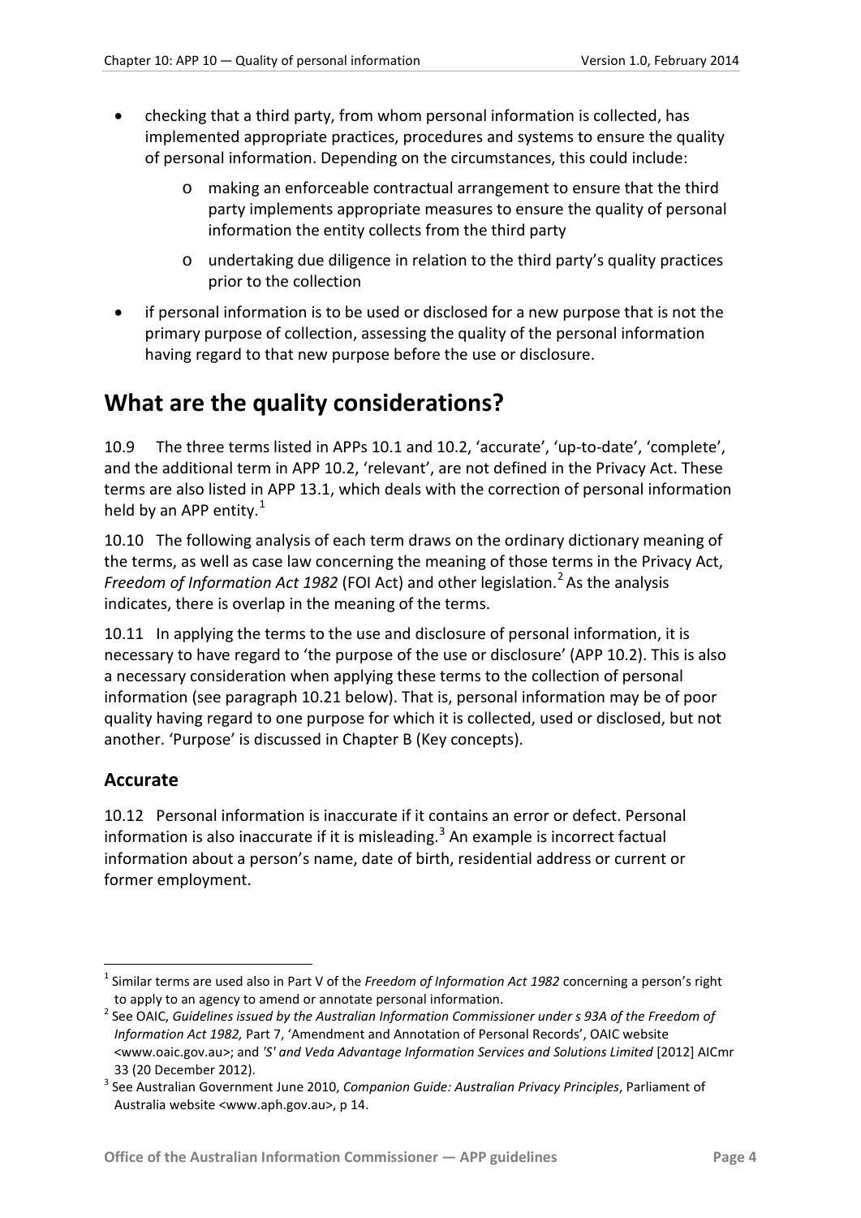- checking that a third party, from whom personal information is collected, has implemented appropriate practices, procedures and systems to ensure the quality of personal information. Depending on the circumstances, this could include:
  - making an enforceable contractual arrangement to ensure that the third party implements appropriate measures to ensure the quality of personal information the entity collects from the third party
  - undertaking due diligence in relation to the third party's quality practices prior to the collection
- if personal information is to be used or disclosed for a new purpose that is not the primary purpose of collection, assessing the quality of the personal information having regard to that new purpose before the use or disclosure.

## What are the quality considerations?

10.9 The three terms listed in APPs 10.1 and 10.2, 'accurate', 'up-to-date', 'complete', and the additional term in APP 10.2, 'relevant', are not defined in the Privacy Act. These terms are also listed in APP 13.1, which deals with the correction of personal information held by an APP entity.[1]

10.10 The following analysis of each term draws on the ordinary dictionary meaning of the terms, as well as case law concerning the meaning of those terms in the Privacy Act, *Freedom of Information Act 1982* (FOI Act) and other legislation.[2] As the analysis indicates, there is overlap in the meaning of the terms.

10.11 In applying the terms to the use and disclosure of personal information, it is necessary to have regard to 'the purpose of the use or disclosure' (APP 10.2). This is also a necessary consideration when applying these terms to the collection of personal information (see paragraph 10.21 below). That is, personal information may be of poor quality having regard to one purpose for which it is collected, used or disclosed, but not another. 'Purpose' is discussed in Chapter B (Key concepts).

### Accurate

10.12 Personal information is inaccurate if it contains an error or defect. Personal information is also inaccurate if it is misleading.[3] An example is incorrect factual information about a person's name, date of birth, residential address or current or former employment.

---

[1] Similar terms are used also in Part V of the *Freedom of Information Act 1982* concerning a person's right to apply to an agency to amend or annotate personal information.

[2] See OAIC, *Guidelines issued by the Australian Information Commissioner under s 93A of the Freedom of Information Act 1982,* Part 7, 'Amendment and Annotation of Personal Records', OAIC website <www.oaic.gov.au>; and *'S' and Veda Advantage Information Services and Solutions Limited* [2012] AICmr 33 (20 December 2012).

[3] See Australian Government June 2010, *Companion Guide: Australian Privacy Principles*, Parliament of Australia website <www.aph.gov.au>, p 14.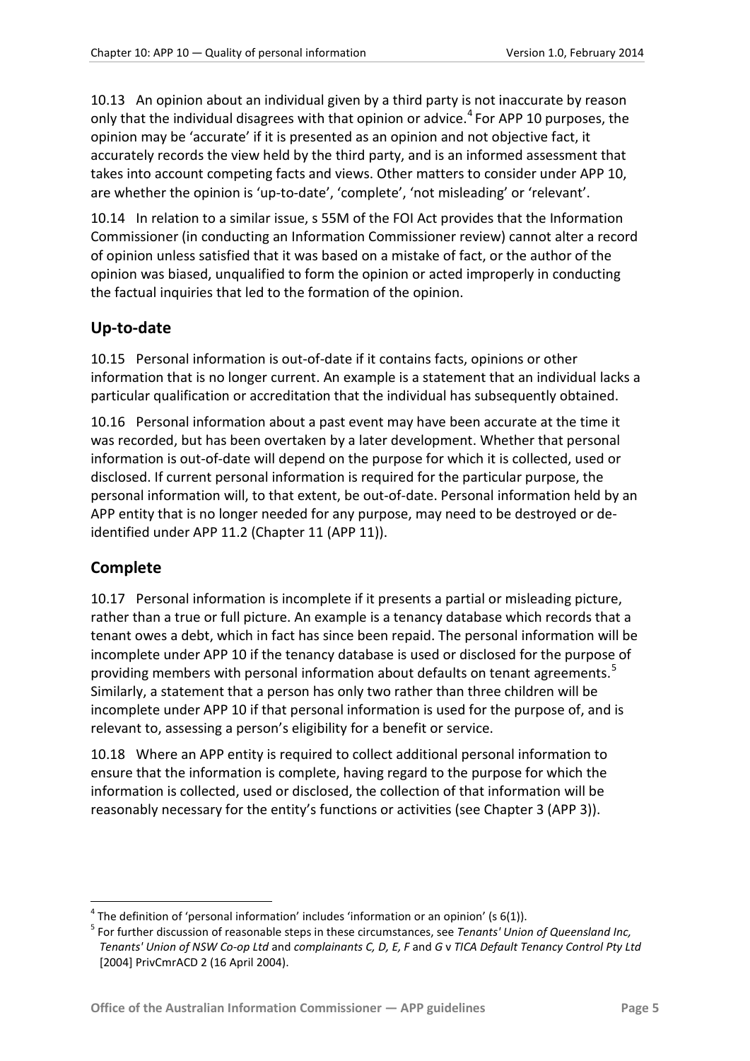10.13 An opinion about an individual given by a third party is not inaccurate by reason only that the individual disagrees with that opinion or advice.[4] For APP 10 purposes, the opinion may be 'accurate' if it is presented as an opinion and not objective fact, it accurately records the view held by the third party, and is an informed assessment that takes into account competing facts and views. Other matters to consider under APP 10, are whether the opinion is 'up-to-date', 'complete', 'not misleading' or 'relevant'.

10.14 In relation to a similar issue, s 55M of the FOI Act provides that the Information Commissioner (in conducting an Information Commissioner review) cannot alter a record of opinion unless satisfied that it was based on a mistake of fact, or the author of the opinion was biased, unqualified to form the opinion or acted improperly in conducting the factual inquiries that led to the formation of the opinion.

## Up-to-date

10.15 Personal information is out-of-date if it contains facts, opinions or other information that is no longer current. An example is a statement that an individual lacks a particular qualification or accreditation that the individual has subsequently obtained.

10.16 Personal information about a past event may have been accurate at the time it was recorded, but has been overtaken by a later development. Whether that personal information is out-of-date will depend on the purpose for which it is collected, used or disclosed. If current personal information is required for the particular purpose, the personal information will, to that extent, be out-of-date. Personal information held by an APP entity that is no longer needed for any purpose, may need to be destroyed or de-identified under APP 11.2 (Chapter 11 (APP 11)).

## Complete

10.17 Personal information is incomplete if it presents a partial or misleading picture, rather than a true or full picture. An example is a tenancy database which records that a tenant owes a debt, which in fact has since been repaid. The personal information will be incomplete under APP 10 if the tenancy database is used or disclosed for the purpose of providing members with personal information about defaults on tenant agreements.[5] Similarly, a statement that a person has only two rather than three children will be incomplete under APP 10 if that personal information is used for the purpose of, and is relevant to, assessing a person's eligibility for a benefit or service.

10.18 Where an APP entity is required to collect additional personal information to ensure that the information is complete, having regard to the purpose for which the information is collected, used or disclosed, the collection of that information will be reasonably necessary for the entity's functions or activities (see Chapter 3 (APP 3)).

---

[4] The definition of 'personal information' includes 'information or an opinion' (s 6(1)).

[5] For further discussion of reasonable steps in these circumstances, see *Tenants' Union of Queensland Inc, Tenants' Union of NSW Co-op Ltd* and *complainants C, D, E, F* and *G* v *TICA Default Tenancy Control Pty Ltd* [2004] PrivCmrACD 2 (16 April 2004).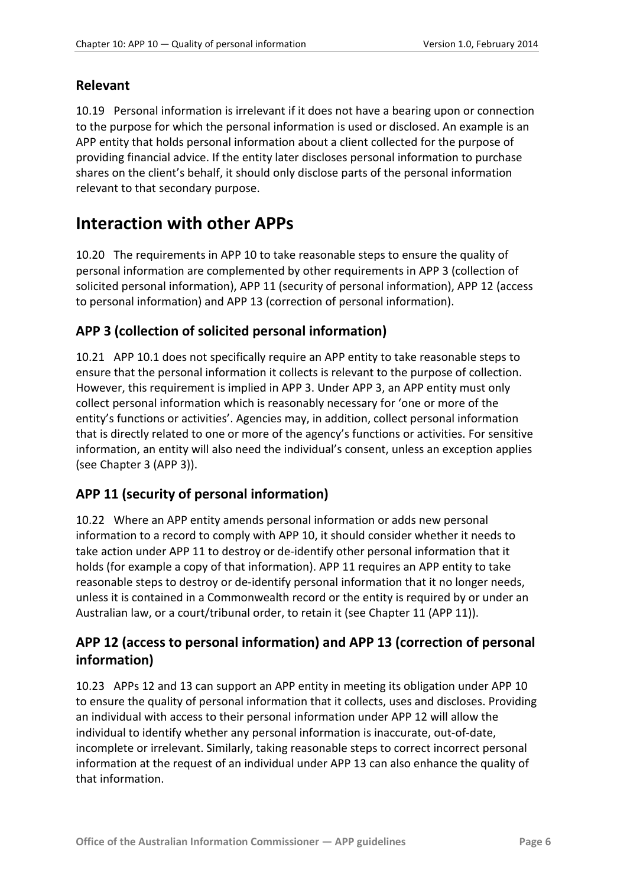## Relevant

10.19 Personal information is irrelevant if it does not have a bearing upon or connection to the purpose for which the personal information is used or disclosed. An example is an APP entity that holds personal information about a client collected for the purpose of providing financial advice. If the entity later discloses personal information to purchase shares on the client's behalf, it should only disclose parts of the personal information relevant to that secondary purpose.

# Interaction with other APPs

10.20 The requirements in APP 10 to take reasonable steps to ensure the quality of personal information are complemented by other requirements in APP 3 (collection of solicited personal information), APP 11 (security of personal information), APP 12 (access to personal information) and APP 13 (correction of personal information).

## APP 3 (collection of solicited personal information)

10.21 APP 10.1 does not specifically require an APP entity to take reasonable steps to ensure that the personal information it collects is relevant to the purpose of collection. However, this requirement is implied in APP 3. Under APP 3, an APP entity must only collect personal information which is reasonably necessary for 'one or more of the entity's functions or activities'. Agencies may, in addition, collect personal information that is directly related to one or more of the agency's functions or activities. For sensitive information, an entity will also need the individual's consent, unless an exception applies (see Chapter 3 (APP 3)).

## APP 11 (security of personal information)

10.22 Where an APP entity amends personal information or adds new personal information to a record to comply with APP 10, it should consider whether it needs to take action under APP 11 to destroy or de-identify other personal information that it holds (for example a copy of that information). APP 11 requires an APP entity to take reasonable steps to destroy or de-identify personal information that it no longer needs, unless it is contained in a Commonwealth record or the entity is required by or under an Australian law, or a court/tribunal order, to retain it (see Chapter 11 (APP 11)).

## APP 12 (access to personal information) and APP 13 (correction of personal information)

10.23 APPs 12 and 13 can support an APP entity in meeting its obligation under APP 10 to ensure the quality of personal information that it collects, uses and discloses. Providing an individual with access to their personal information under APP 12 will allow the individual to identify whether any personal information is inaccurate, out-of-date, incomplete or irrelevant. Similarly, taking reasonable steps to correct incorrect personal information at the request of an individual under APP 13 can also enhance the quality of that information.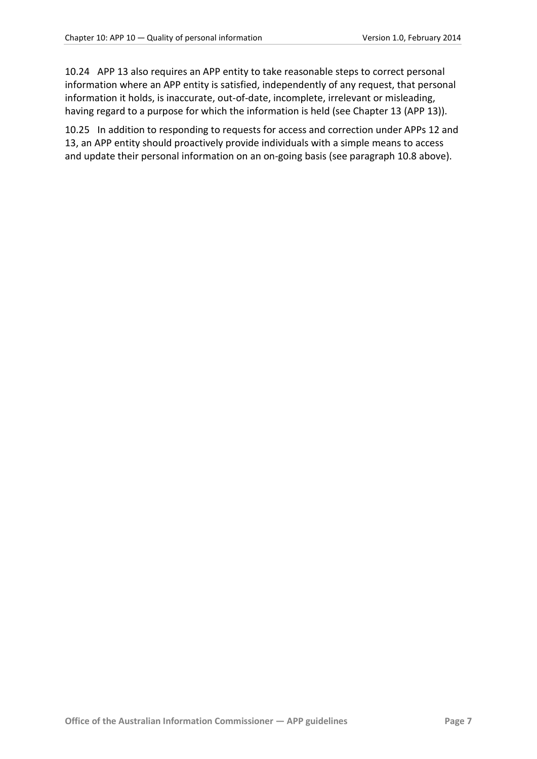10.24 APP 13 also requires an APP entity to take reasonable steps to correct personal information where an APP entity is satisfied, independently of any request, that personal information it holds, is inaccurate, out-of-date, incomplete, irrelevant or misleading, having regard to a purpose for which the information is held (see Chapter 13 (APP 13)).

10.25 In addition to responding to requests for access and correction under APPs 12 and 13, an APP entity should proactively provide individuals with a simple means to access and update their personal information on an on-going basis (see paragraph 10.8 above).